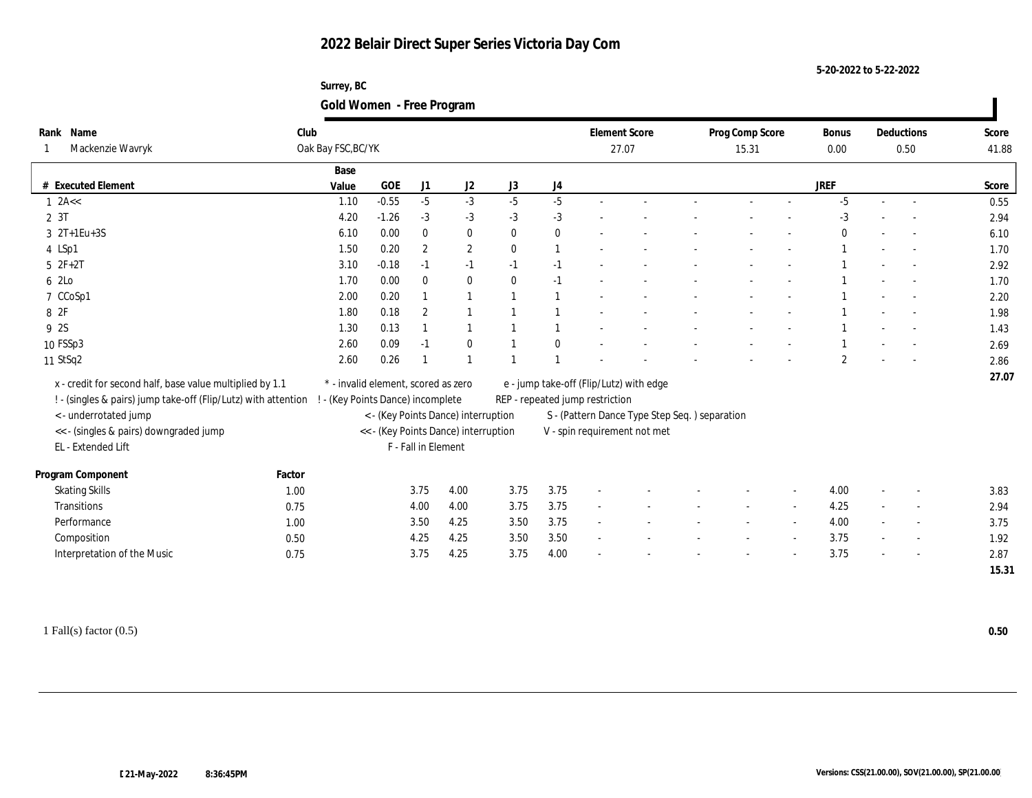# 2022 Belair Direct Super Series Victoria Day Com

5-20-2022 to 5-22-2022

Surrey, BC

## Gold Women - Free Program

| Rank | Name | Club | Element Score | Prog Comp Score | Bonus | Deductions | Score |
|---|---|---|---|---|---|---|---|
| 1 | Mackenzie Wavryk | Oak Bay FSC,BC/YK | 27.07 | 15.31 | 0.00 | 0.50 | 41.88 |

| # | Executed Element | Base Value | GOE | J1 | J2 | J3 | J4 | | | | | | | JREF | | | Score |
|---|---|---|---|---|---|---|---|---|---|---|---|---|---|---|---|---|---|
| 1 | 2A<< | 1.10 | -0.55 | -5 | -3 | -5 | -5 | - | - | - | - | - | - | -5 | - | - | 0.55 |
| 2 | 3T | 4.20 | -1.26 | -3 | -3 | -3 | -3 | - | - | - | - | - | - | -3 | - | - | 2.94 |
| 3 | 2T+1Eu+3S | 6.10 | 0.00 | 0 | 0 | 0 | 0 | - | - | - | - | - | - | 0 | - | - | 6.10 |
| 4 | LSp1 | 1.50 | 0.20 | 2 | 2 | 0 | 1 | - | - | - | - | - | - | 1 | - | - | 1.70 |
| 5 | 2F+2T | 3.10 | -0.18 | -1 | -1 | -1 | -1 | - | - | - | - | - | - | 1 | - | - | 2.92 |
| 6 | 2Lo | 1.70 | 0.00 | 0 | 0 | 0 | -1 | - | - | - | - | - | - | 1 | - | - | 1.70 |
| 7 | CCoSp1 | 2.00 | 0.20 | 1 | 1 | 1 | 1 | - | - | - | - | - | - | 1 | - | - | 2.20 |
| 8 | 2F | 1.80 | 0.18 | 2 | 1 | 1 | 1 | - | - | - | - | - | - | 1 | - | - | 1.98 |
| 9 | 2S | 1.30 | 0.13 | 1 | 1 | 1 | 1 | - | - | - | - | - | - | 1 | - | - | 1.43 |
| 10 | FSSp3 | 2.60 | 0.09 | -1 | 0 | 1 | 0 | - | - | - | - | - | - | 1 | - | - | 2.69 |
| 11 | StSq2 | 2.60 | 0.26 | 1 | 1 | 1 | 1 | - | - | - | - | - | - | 2 | - | - | 2.86 |
| | | | | | | | | | | | | | | | | | 27.07 |

x - credit for second half, base value multiplied by 1.1
! - (singles & pairs) jump take-off (Flip/Lutz) with attention
< - underrotated jump
<< - (singles & pairs) downgraded jump
EL - Extended Lift
* - invalid element, scored as zero
! - (Key Points Dance) incomplete
< - (Key Points Dance) interruption
<< - (Key Points Dance) interruption
F - Fall in Element
e - jump take-off (Flip/Lutz) with edge
REP - repeated jump restriction
S - (Pattern Dance Type Step Seq. ) separation
V - spin requirement not met

| Program Component | Factor | J1 | J2 | J3 | J4 | | | | | | | JREF | | | Score |
|---|---|---|---|---|---|---|---|---|---|---|---|---|---|---|---|
| Skating Skills | 1.00 | 3.75 | 4.00 | 3.75 | 3.75 | - | - | - | - | - | - | 4.00 | - | - | 3.83 |
| Transitions | 0.75 | 4.00 | 4.00 | 3.75 | 3.75 | - | - | - | - | - | - | 4.25 | - | - | 2.94 |
| Performance | 1.00 | 3.50 | 4.25 | 3.50 | 3.75 | - | - | - | - | - | - | 4.00 | - | - | 3.75 |
| Composition | 0.50 | 4.25 | 4.25 | 3.50 | 3.50 | - | - | - | - | - | - | 3.75 | - | - | 1.92 |
| Interpretation of the Music | 0.75 | 3.75 | 4.25 | 3.75 | 4.00 | - | - | - | - | - | - | 3.75 | - | - | 2.87 |
| | | | | | | | | | | | | | | | 15.31 |

1 Fall(s) factor (0.5) **0.50**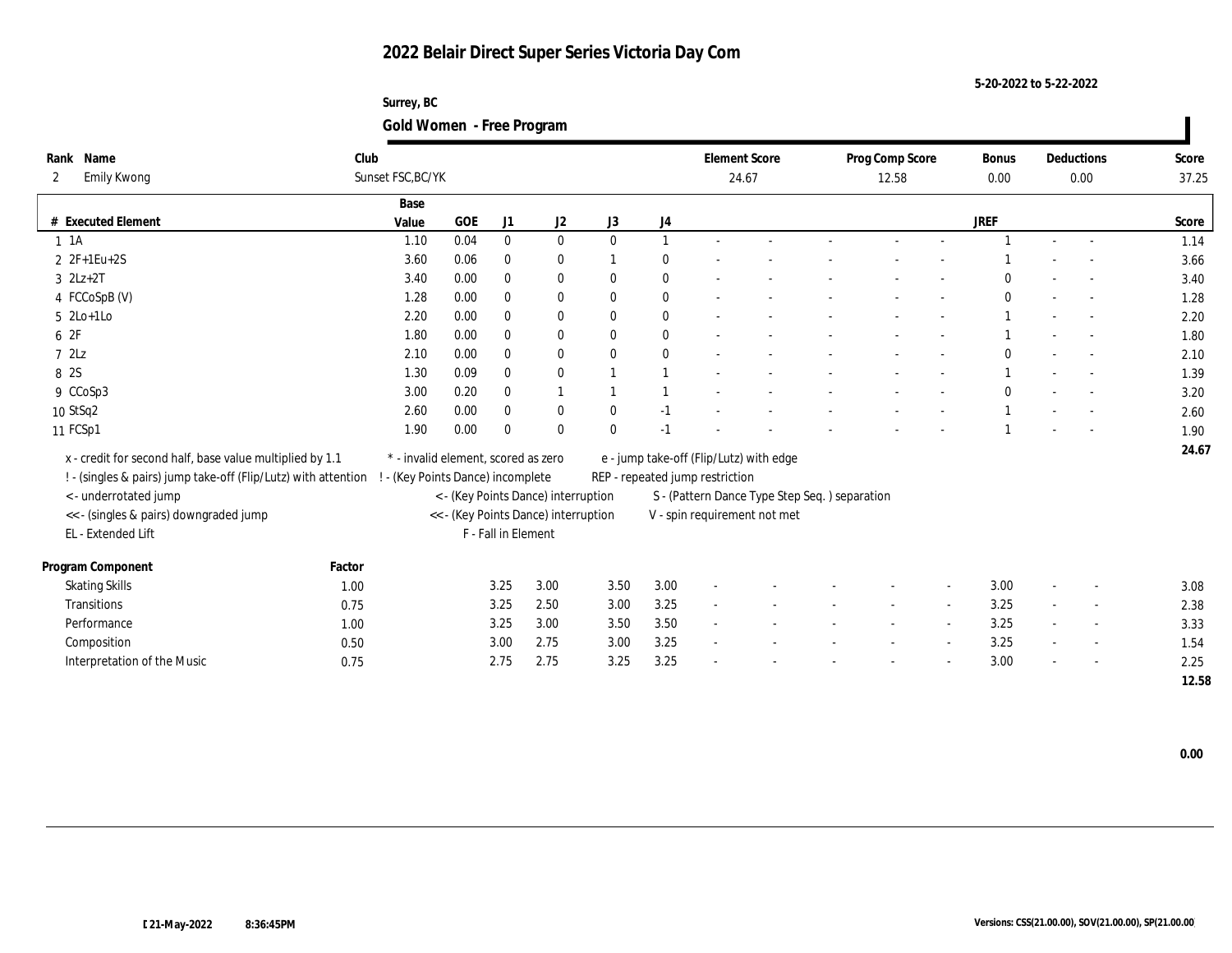# 2022 Belair Direct Super Series Victoria Day Com

5-20-2022 to 5-22-2022

Surrey, BC

## Gold Women - Free Program

| Rank | Name | Club | Element Score | Prog Comp Score | Bonus | Deductions | Score |
|---|---|---|---|---|---|---|---|
| 2 | Emily Kwong | Sunset FSC,BC/YK | 24.67 | 12.58 | 0.00 | 0.00 | 37.25 |

| # | Executed Element | Base Value | GOE | J1 | J2 | J3 | J4 | | | | | | | JREF | | | Score |
|---|---|---|---|---|---|---|---|---|---|---|---|---|---|---|---|---|---|
| 1 | 1A | 1.10 | 0.04 | 0 | 0 | 0 | 1 | - | - | - | - | - | - | 1 | - | - | 1.14 |
| 2 | 2F+1Eu+2S | 3.60 | 0.06 | 0 | 0 | 1 | 0 | - | - | - | - | - | - | 1 | - | - | 3.66 |
| 3 | 2Lz+2T | 3.40 | 0.00 | 0 | 0 | 0 | 0 | - | - | - | - | - | - | 0 | - | - | 3.40 |
| 4 | FCCoSpB (V) | 1.28 | 0.00 | 0 | 0 | 0 | 0 | - | - | - | - | - | - | 0 | - | - | 1.28 |
| 5 | 2Lo+1Lo | 2.20 | 0.00 | 0 | 0 | 0 | 0 | - | - | - | - | - | - | 1 | - | - | 2.20 |
| 6 | 2F | 1.80 | 0.00 | 0 | 0 | 0 | 0 | - | - | - | - | - | - | 1 | - | - | 1.80 |
| 7 | 2Lz | 2.10 | 0.00 | 0 | 0 | 0 | 0 | - | - | - | - | - | - | 0 | - | - | 2.10 |
| 8 | 2S | 1.30 | 0.09 | 0 | 0 | 1 | 1 | - | - | - | - | - | - | 1 | - | - | 1.39 |
| 9 | CCoSp3 | 3.00 | 0.20 | 0 | 1 | 1 | 1 | - | - | - | - | - | - | 0 | - | - | 3.20 |
| 10 | StSq2 | 2.60 | 0.00 | 0 | 0 | 0 | -1 | - | - | - | - | - | - | 1 | - | - | 2.60 |
| 11 | FCSp1 | 1.90 | 0.00 | 0 | 0 | 0 | -1 | - | - | - | - | - | - | 1 | - | - | 1.90 |
| | | | | | | | | | | | | | | | | | 24.67 |

x - credit for second half, base value multiplied by 1.1
! - (singles & pairs) jump take-off (Flip/Lutz) with attention
< - underrotated jump
<< - (singles & pairs) downgraded jump
EL - Extended Lift
* - invalid element, scored as zero
! - (Key Points Dance) incomplete
< - (Key Points Dance) interruption
<< - (Key Points Dance) interruption
F - Fall in Element
e - jump take-off (Flip/Lutz) with edge
REP - repeated jump restriction
S - (Pattern Dance Type Step Seq. ) separation
V - spin requirement not met

| Program Component | Factor | J1 | J2 | J3 | J4 | | | | | | | JREF | | | Score |
|---|---|---|---|---|---|---|---|---|---|---|---|---|---|---|---|
| Skating Skills | 1.00 | 3.25 | 3.00 | 3.50 | 3.00 | - | - | - | - | - | - | 3.00 | - | - | 3.08 |
| Transitions | 0.75 | 3.25 | 2.50 | 3.00 | 3.25 | - | - | - | - | - | - | 3.25 | - | - | 2.38 |
| Performance | 1.00 | 3.25 | 3.00 | 3.50 | 3.50 | - | - | - | - | - | - | 3.25 | - | - | 3.33 |
| Composition | 0.50 | 3.00 | 2.75 | 3.00 | 3.25 | - | - | - | - | - | - | 3.25 | - | - | 1.54 |
| Interpretation of the Music | 0.75 | 2.75 | 2.75 | 3.25 | 3.25 | - | - | - | - | - | - | 3.00 | - | - | 2.25 |
| | | | | | | | | | | | | | | | 12.58 |

0.00

21-May-2022 8:36:45PM

Versions: CSS(21.00.00), SOV(21.00.00), SP(21.00.00)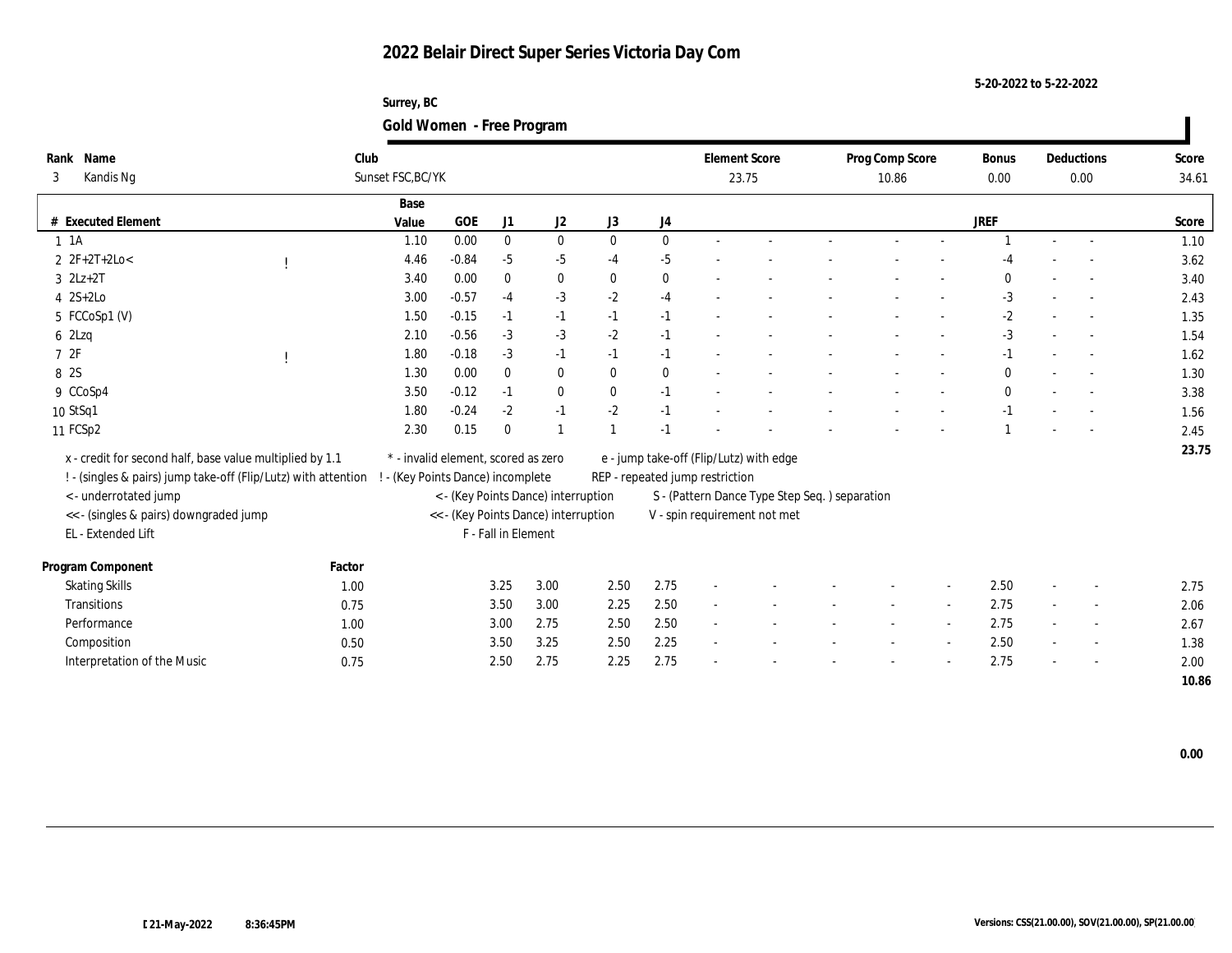# 2022 Belair Direct Super Series Victoria Day Com

5-20-2022 to 5-22-2022

Surrey, BC

## Gold Women - Free Program

| Rank | Name | Club | Element Score | Prog Comp Score | Bonus | Deductions | Score |
|---|---|---|---|---|---|---|---|
| 3 | Kandis Ng | Sunset FSC,BC/YK | 23.75 | 10.86 | 0.00 | 0.00 | 34.61 |

| # | Executed Element | | Base Value | GOE | J1 | J2 | J3 | J4 | | | | | | JREF | | | Score |
|---|---|---|---|---|---|---|---|---|---|---|---|---|---|---|---|---|---|
| 1 | 1A | | 1.10 | 0.00 | 0 | 0 | 0 | 0 | - | - | - | - | - | 1 | - | - | 1.10 |
| 2 | 2F+2T+2Lo< | ! | 4.46 | -0.84 | -5 | -5 | -4 | -5 | - | - | - | - | - | -4 | - | - | 3.62 |
| 3 | 2Lz+2T | | 3.40 | 0.00 | 0 | 0 | 0 | 0 | - | - | - | - | - | 0 | - | - | 3.40 |
| 4 | 2S+2Lo | | 3.00 | -0.57 | -4 | -3 | -2 | -4 | - | - | - | - | - | -3 | - | - | 2.43 |
| 5 | FCCoSp1 (V) | | 1.50 | -0.15 | -1 | -1 | -1 | -1 | - | - | - | - | - | -2 | - | - | 1.35 |
| 6 | 2Lzq | | 2.10 | -0.56 | -3 | -3 | -2 | -1 | - | - | - | - | - | -3 | - | - | 1.54 |
| 7 | 2F | ! | 1.80 | -0.18 | -3 | -1 | -1 | -1 | - | - | - | - | - | -1 | - | - | 1.62 |
| 8 | 2S | | 1.30 | 0.00 | 0 | 0 | 0 | 0 | - | - | - | - | - | 0 | - | - | 1.30 |
| 9 | CCoSp4 | | 3.50 | -0.12 | -1 | 0 | 0 | -1 | - | - | - | - | - | 0 | - | - | 3.38 |
| 10 | StSq1 | | 1.80 | -0.24 | -2 | -1 | -2 | -1 | - | - | - | - | - | -1 | - | - | 1.56 |
| 11 | FCSp2 | | 2.30 | 0.15 | 0 | 1 | 1 | -1 | - | - | - | - | - | 1 | - | - | 2.45 |
| | | | | | | | | | | | | | | | | | 23.75 |

x - credit for second half, base value multiplied by 1.1
! - (singles & pairs) jump take-off (Flip/Lutz) with attention
< - underrotated jump
<< - (singles & pairs) downgraded jump
EL - Extended Lift
* - invalid element, scored as zero
! - (Key Points Dance) incomplete
< - (Key Points Dance) interruption
<< - (Key Points Dance) interruption
F - Fall in Element
e - jump take-off (Flip/Lutz) with edge
REP - repeated jump restriction
S - (Pattern Dance Type Step Seq. ) separation
V - spin requirement not met

| Program Component | Factor | J1 | J2 | J3 | J4 | | | | | | JREF | | | Score |
|---|---|---|---|---|---|---|---|---|---|---|---|---|---|---|
| Skating Skills | 1.00 | 3.25 | 3.00 | 2.50 | 2.75 | - | - | - | - | - | 2.50 | - | - | 2.75 |
| Transitions | 0.75 | 3.50 | 3.00 | 2.25 | 2.50 | - | - | - | - | - | 2.75 | - | - | 2.06 |
| Performance | 1.00 | 3.00 | 2.75 | 2.50 | 2.50 | - | - | - | - | - | 2.75 | - | - | 2.67 |
| Composition | 0.50 | 3.50 | 3.25 | 2.50 | 2.25 | - | - | - | - | - | 2.50 | - | - | 1.38 |
| Interpretation of the Music | 0.75 | 2.50 | 2.75 | 2.25 | 2.75 | - | - | - | - | - | 2.75 | - | - | 2.00 |
| | | | | | | | | | | | | | | 10.86 |

0.00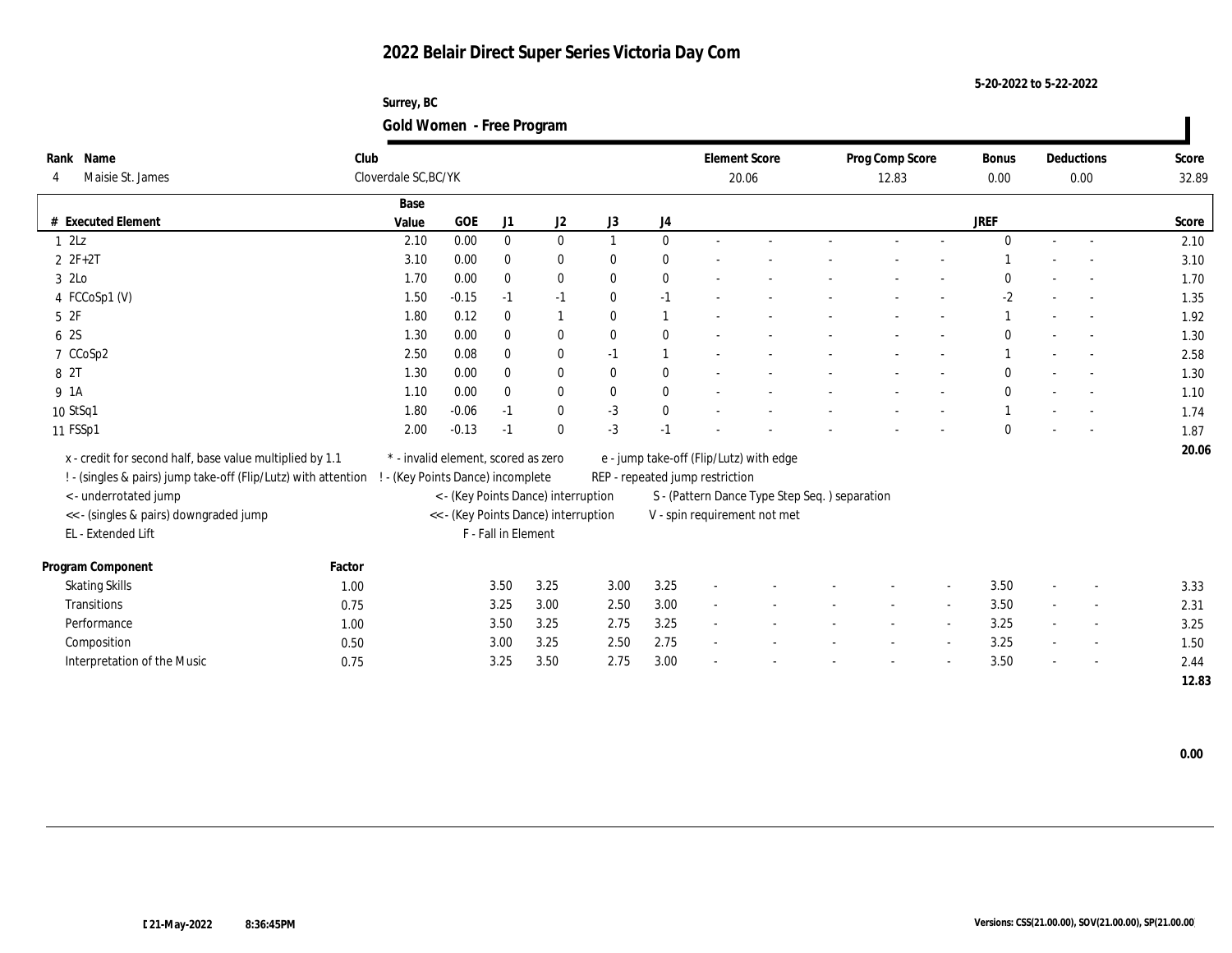# 2022 Belair Direct Super Series Victoria Day Com

5-20-2022 to 5-22-2022

Surrey, BC

## Gold Women - Free Program

| Rank | Name | Club | Element Score | Prog Comp Score | Bonus | Deductions | Score |
|---|---|---|---|---|---|---|---|
| 4 | Maisie St. James | Cloverdale SC,BC/YK | 20.06 | 12.83 | 0.00 | 0.00 | 32.89 |

| # | Executed Element | Base Value | GOE | J1 | J2 | J3 | J4 | | | | | | JREF | | | Score |
|---|---|---|---|---|---|---|---|---|---|---|---|---|---|---|---|---|
| 1 | 2Lz | 2.10 | 0.00 | 0 | 0 | 1 | 0 | - | - | - | - | - | 0 | - | - | 2.10 |
| 2 | 2F+2T | 3.10 | 0.00 | 0 | 0 | 0 | 0 | - | - | - | - | - | 1 | - | - | 3.10 |
| 3 | 2Lo | 1.70 | 0.00 | 0 | 0 | 0 | 0 | - | - | - | - | - | 0 | - | - | 1.70 |
| 4 | FCCoSp1 (V) | 1.50 | -0.15 | -1 | -1 | 0 | -1 | - | - | - | - | - | -2 | - | - | 1.35 |
| 5 | 2F | 1.80 | 0.12 | 0 | 1 | 0 | 1 | - | - | - | - | - | 1 | - | - | 1.92 |
| 6 | 2S | 1.30 | 0.00 | 0 | 0 | 0 | 0 | - | - | - | - | - | 0 | - | - | 1.30 |
| 7 | CCoSp2 | 2.50 | 0.08 | 0 | 0 | -1 | 1 | - | - | - | - | - | 1 | - | - | 2.58 |
| 8 | 2T | 1.30 | 0.00 | 0 | 0 | 0 | 0 | - | - | - | - | - | 0 | - | - | 1.30 |
| 9 | 1A | 1.10 | 0.00 | 0 | 0 | 0 | 0 | - | - | - | - | - | 0 | - | - | 1.10 |
| 10 | StSq1 | 1.80 | -0.06 | -1 | 0 | -3 | 0 | - | - | - | - | - | 1 | - | - | 1.74 |
| 11 | FSSp1 | 2.00 | -0.13 | -1 | 0 | -3 | -1 | - | - | - | - | - | 0 | - | - | 1.87 |
| | | | | | | | | | | | | | | | | 20.06 |

x - credit for second half, base value multiplied by 1.1
! - (singles & pairs) jump take-off (Flip/Lutz) with attention
< - underrotated jump
<< - (singles & pairs) downgraded jump
EL - Extended Lift
* - invalid element, scored as zero
! - (Key Points Dance) incomplete
< - (Key Points Dance) interruption
<< - (Key Points Dance) interruption
F - Fall in Element
e - jump take-off (Flip/Lutz) with edge
REP - repeated jump restriction
S - (Pattern Dance Type Step Seq. ) separation
V - spin requirement not met

| Program Component | Factor | J1 | J2 | J3 | J4 | | | | | | JREF | | | Score |
|---|---|---|---|---|---|---|---|---|---|---|---|---|---|---|
| Skating Skills | 1.00 | 3.50 | 3.25 | 3.00 | 3.25 | - | - | - | - | - | 3.50 | - | - | 3.33 |
| Transitions | 0.75 | 3.25 | 3.00 | 2.50 | 3.00 | - | - | - | - | - | 3.50 | - | - | 2.31 |
| Performance | 1.00 | 3.50 | 3.25 | 2.75 | 3.25 | - | - | - | - | - | 3.25 | - | - | 3.25 |
| Composition | 0.50 | 3.00 | 3.25 | 2.50 | 2.75 | - | - | - | - | - | 3.25 | - | - | 1.50 |
| Interpretation of the Music | 0.75 | 3.25 | 3.50 | 2.75 | 3.00 | - | - | - | - | - | 3.50 | - | - | 2.44 |
| | | | | | | | | | | | | | | 12.83 |

0.00

21-May-2022 8:36:45PM

Versions: CSS(21.00.00), SOV(21.00.00), SP(21.00.00)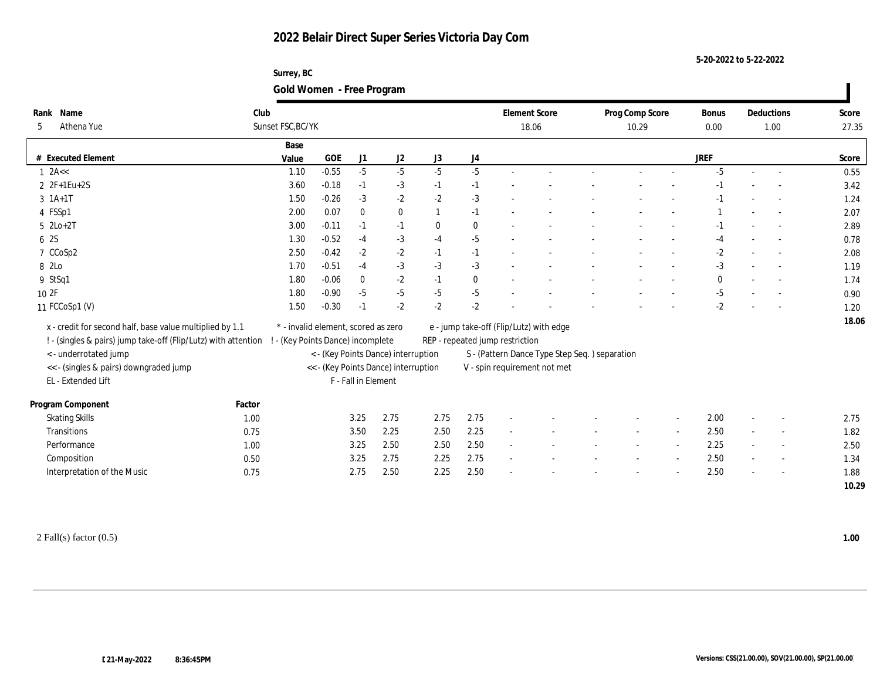# 2022 Belair Direct Super Series Victoria Day Com

5-20-2022 to 5-22-2022

Surrey, BC

## Gold Women - Free Program

| Rank | Name | Club | Element Score | Prog Comp Score | Bonus | Deductions | Score |
|---|---|---|---|---|---|---|---|
| 5 | Athena Yue | Sunset FSC,BC/YK | 18.06 | 10.29 | 0.00 | 1.00 | 27.35 |

| # | Executed Element | Base Value | GOE | J1 | J2 | J3 | J4 | | | | | | JREF | | | Score |
|---|---|---|---|---|---|---|---|---|---|---|---|---|---|---|---|---|
| 1 | 2A<< | 1.10 | -0.55 | -5 | -5 | -5 | -5 | - | - | - | - | - | -5 | - | - | 0.55 |
| 2 | 2F+1Eu+2S | 3.60 | -0.18 | -1 | -3 | -1 | -1 | - | - | - | - | - | -1 | - | - | 3.42 |
| 3 | 1A+1T | 1.50 | -0.26 | -3 | -2 | -2 | -3 | - | - | - | - | - | -1 | - | - | 1.24 |
| 4 | FSSp1 | 2.00 | 0.07 | 0 | 0 | 1 | -1 | - | - | - | - | - | 1 | - | - | 2.07 |
| 5 | 2Lo+2T | 3.00 | -0.11 | -1 | -1 | 0 | 0 | - | - | - | - | - | -1 | - | - | 2.89 |
| 6 | 2S | 1.30 | -0.52 | -4 | -3 | -4 | -5 | - | - | - | - | - | -4 | - | - | 0.78 |
| 7 | CCoSp2 | 2.50 | -0.42 | -2 | -2 | -1 | -1 | - | - | - | - | - | -2 | - | - | 2.08 |
| 8 | 2Lo | 1.70 | -0.51 | -4 | -3 | -3 | -3 | - | - | - | - | - | -3 | - | - | 1.19 |
| 9 | StSq1 | 1.80 | -0.06 | 0 | -2 | -1 | 0 | - | - | - | - | - | 0 | - | - | 1.74 |
| 10 | 2F | 1.80 | -0.90 | -5 | -5 | -5 | -5 | - | - | - | - | - | -5 | - | - | 0.90 |
| 11 | FCCoSp1 (V) | 1.50 | -0.30 | -1 | -2 | -2 | -2 | - | - | - | - | - | -2 | - | - | 1.20 |
| | | | | | | | | | | | | | | | | 18.06 |

x - credit for second half, base value multiplied by 1.1
! - (singles & pairs) jump take-off (Flip/Lutz) with attention
< - underrotated jump
<< - (singles & pairs) downgraded jump
EL - Extended Lift
* - invalid element, scored as zero
! - (Key Points Dance) incomplete
< - (Key Points Dance) interruption
<< - (Key Points Dance) interruption
F - Fall in Element
e - jump take-off (Flip/Lutz) with edge
REP - repeated jump restriction
S - (Pattern Dance Type Step Seq. ) separation
V - spin requirement not met

| Program Component | Factor | J1 | J2 | J3 | J4 | | | | | | JREF | | | Score |
|---|---|---|---|---|---|---|---|---|---|---|---|---|---|---|
| Skating Skills | 1.00 | 3.25 | 2.75 | 2.75 | 2.75 | - | - | - | - | - | 2.00 | - | - | 2.75 |
| Transitions | 0.75 | 3.50 | 2.25 | 2.50 | 2.25 | - | - | - | - | - | 2.50 | - | - | 1.82 |
| Performance | 1.00 | 3.25 | 2.50 | 2.50 | 2.50 | - | - | - | - | - | 2.25 | - | - | 2.50 |
| Composition | 0.50 | 3.25 | 2.75 | 2.25 | 2.75 | - | - | - | - | - | 2.50 | - | - | 1.34 |
| Interpretation of the Music | 0.75 | 2.75 | 2.50 | 2.25 | 2.50 | - | - | - | - | - | 2.50 | - | - | 1.88 |
| | | | | | | | | | | | | | | 10.29 |

2 Fall(s) factor (0.5) **1.00**

[ 21-May-2022 8:36:45PM

Versions: CSS(21.00.00), SOV(21.00.00), SP(21.00.00)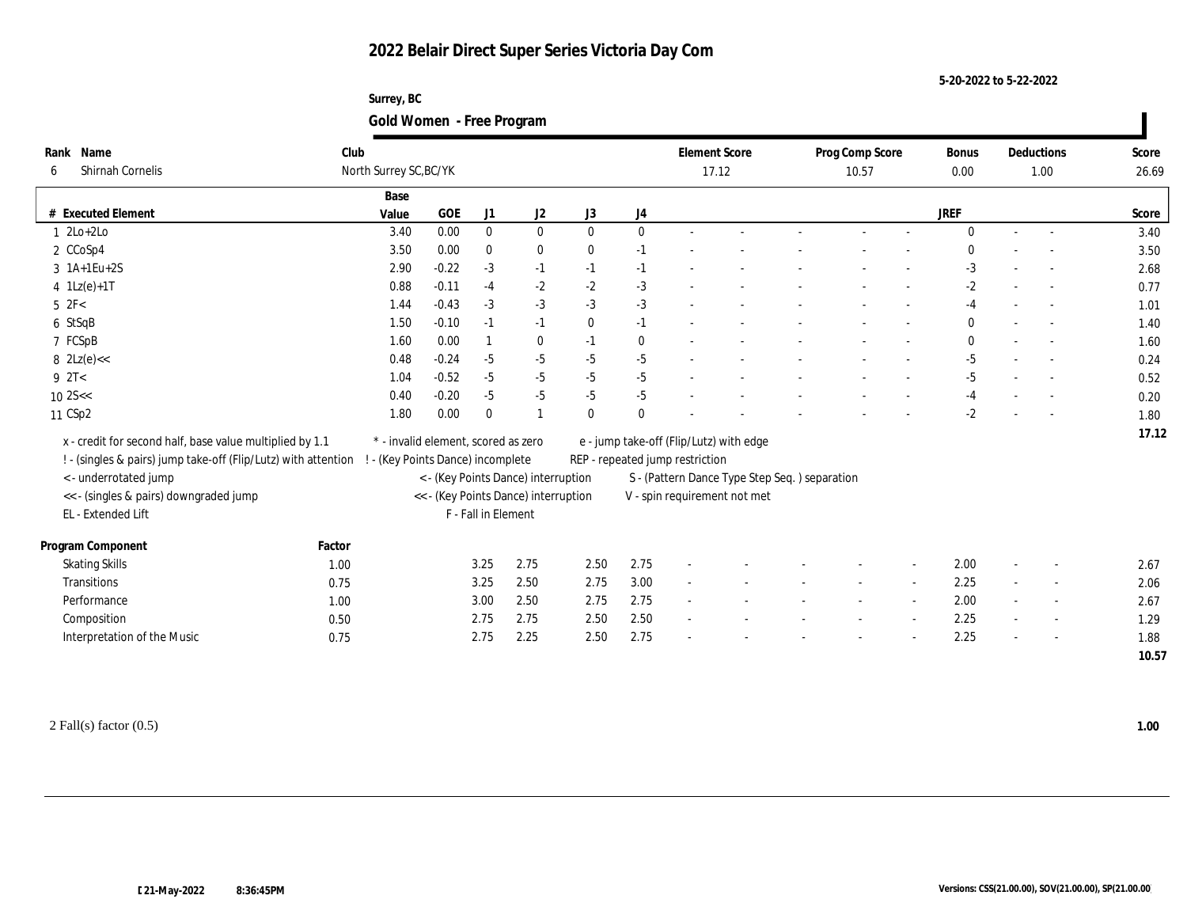# 2022 Belair Direct Super Series Victoria Day Com

5-20-2022 to 5-22-2022

Surrey, BC

## Gold Women - Free Program

| Rank | Name | Club | Element Score | Prog Comp Score | Bonus | Deductions | Score |
|---|---|---|---|---|---|---|---|
| 6 | Shirnah Cornelis | North Surrey SC,BC/YK | 17.12 | 10.57 | 0.00 | 1.00 | 26.69 |

| # | Executed Element | Base Value | GOE | J1 | J2 | J3 | J4 | | | | | | | | JREF | | | Score |
|---|---|---|---|---|---|---|---|---|---|---|---|---|---|---|---|---|---|---|
| 1 | 2Lo+2Lo | 3.40 | 0.00 | 0 | 0 | 0 | 0 | - | - | - | - | - | - | - | 0 | - | - | 3.40 |
| 2 | CCoSp4 | 3.50 | 0.00 | 0 | 0 | 0 | -1 | - | - | - | - | - | - | - | 0 | - | - | 3.50 |
| 3 | 1A+1Eu+2S | 2.90 | -0.22 | -3 | -1 | -1 | -1 | - | - | - | - | - | - | - | -3 | - | - | 2.68 |
| 4 | 1Lz(e)+1T | 0.88 | -0.11 | -4 | -2 | -2 | -3 | - | - | - | - | - | - | - | -2 | - | - | 0.77 |
| 5 | 2F< | 1.44 | -0.43 | -3 | -3 | -3 | -3 | - | - | - | - | - | - | - | -4 | - | - | 1.01 |
| 6 | StSqB | 1.50 | -0.10 | -1 | -1 | 0 | -1 | - | - | - | - | - | - | - | 0 | - | - | 1.40 |
| 7 | FCSpB | 1.60 | 0.00 | 1 | 0 | -1 | 0 | - | - | - | - | - | - | - | 0 | - | - | 1.60 |
| 8 | 2Lz(e)<< | 0.48 | -0.24 | -5 | -5 | -5 | -5 | - | - | - | - | - | - | - | -5 | - | - | 0.24 |
| 9 | 2T< | 1.04 | -0.52 | -5 | -5 | -5 | -5 | - | - | - | - | - | - | - | -5 | - | - | 0.52 |
| 10 | 2S<< | 0.40 | -0.20 | -5 | -5 | -5 | -5 | - | - | - | - | - | - | - | -4 | - | - | 0.20 |
| 11 | CSp2 | 1.80 | 0.00 | 0 | 1 | 0 | 0 | - | - | - | - | - | - | - | -2 | - | - | 1.80 |
| | | | | | | | | | | | | | | | | | | 17.12 |

x - credit for second half, base value multiplied by 1.1
! - (singles & pairs) jump take-off (Flip/Lutz) with attention
< - underrotated jump
<< - (singles & pairs) downgraded jump
EL - Extended Lift

* - invalid element, scored as zero
! - (Key Points Dance) incomplete
< - (Key Points Dance) interruption
<< - (Key Points Dance) interruption
F - Fall in Element

e - jump take-off (Flip/Lutz) with edge
REP - repeated jump restriction
S - (Pattern Dance Type Step Seq. ) separation
V - spin requirement not met

| Program Component | Factor | J1 | J2 | J3 | J4 | | | | | | | | JREF | | | Score |
|---|---|---|---|---|---|---|---|---|---|---|---|---|---|---|---|---|
| Skating Skills | 1.00 | 3.25 | 2.75 | 2.50 | 2.75 | - | - | - | - | - | - | - | 2.00 | - | - | 2.67 |
| Transitions | 0.75 | 3.25 | 2.50 | 2.75 | 3.00 | - | - | - | - | - | - | - | 2.25 | - | - | 2.06 |
| Performance | 1.00 | 3.00 | 2.50 | 2.75 | 2.75 | - | - | - | - | - | - | - | 2.00 | - | - | 2.67 |
| Composition | 0.50 | 2.75 | 2.75 | 2.50 | 2.50 | - | - | - | - | - | - | - | 2.25 | - | - | 1.29 |
| Interpretation of the Music | 0.75 | 2.75 | 2.25 | 2.50 | 2.75 | - | - | - | - | - | - | - | 2.25 | - | - | 1.88 |
| | | | | | | | | | | | | | | | | 10.57 |

2 Fall(s) factor (0.5) **1.00**

21-May-2022 8:36:45PM

Versions: CSS(21.00.00), SOV(21.00.00), SP(21.00.00)